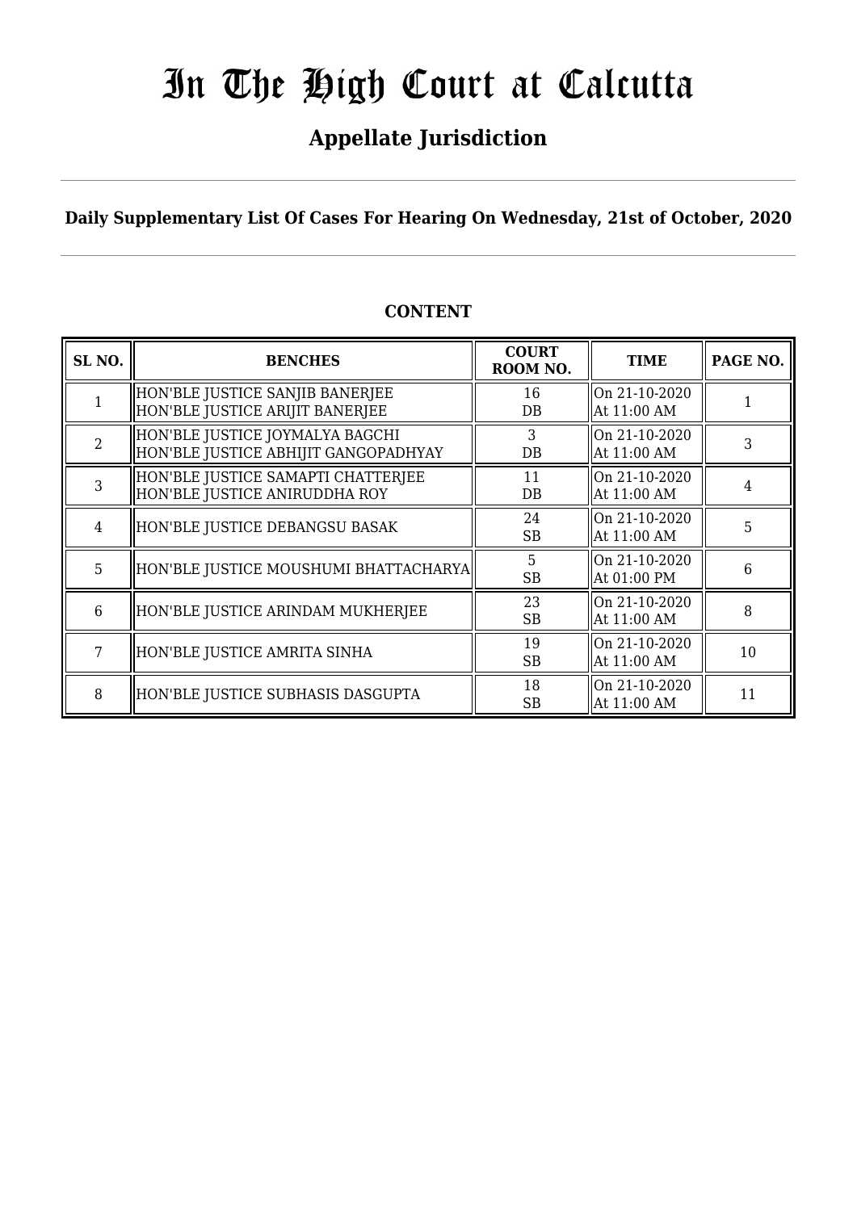# In The High Court at Calcutta

## Appellate Jurisdiction

**Daily Supplementary List Of Cases For Hearing On Wednesday, 21st of October, 2020**

### CONTENT

| SL NO. | BENCHES | COURT ROOM NO. | TIME | PAGE NO. |
|---|---|---|---|---|
| 1 | HON'BLE JUSTICE SANJIB BANERJEE<br>HON'BLE JUSTICE ARIJIT BANERJEE | 16<br>DB | On 21-10-2020<br>At 11:00 AM | 1 |
| 2 | HON'BLE JUSTICE JOYMALYA BAGCHI<br>HON'BLE JUSTICE ABHIJIT GANGOPADHYAY | 3<br>DB | On 21-10-2020<br>At 11:00 AM | 3 |
| 3 | HON'BLE JUSTICE SAMAPTI CHATTERJEE<br>HON'BLE JUSTICE ANIRUDDHA ROY | 11<br>DB | On 21-10-2020<br>At 11:00 AM | 4 |
| 4 | HON'BLE JUSTICE DEBANGSU BASAK | 24<br>SB | On 21-10-2020<br>At 11:00 AM | 5 |
| 5 | HON'BLE JUSTICE MOUSHUMI BHATTACHARYA | 5<br>SB | On 21-10-2020<br>At 01:00 PM | 6 |
| 6 | HON'BLE JUSTICE ARINDAM MUKHERJEE | 23<br>SB | On 21-10-2020<br>At 11:00 AM | 8 |
| 7 | HON'BLE JUSTICE AMRITA SINHA | 19<br>SB | On 21-10-2020<br>At 11:00 AM | 10 |
| 8 | HON'BLE JUSTICE SUBHASIS DASGUPTA | 18<br>SB | On 21-10-2020<br>At 11:00 AM | 11 |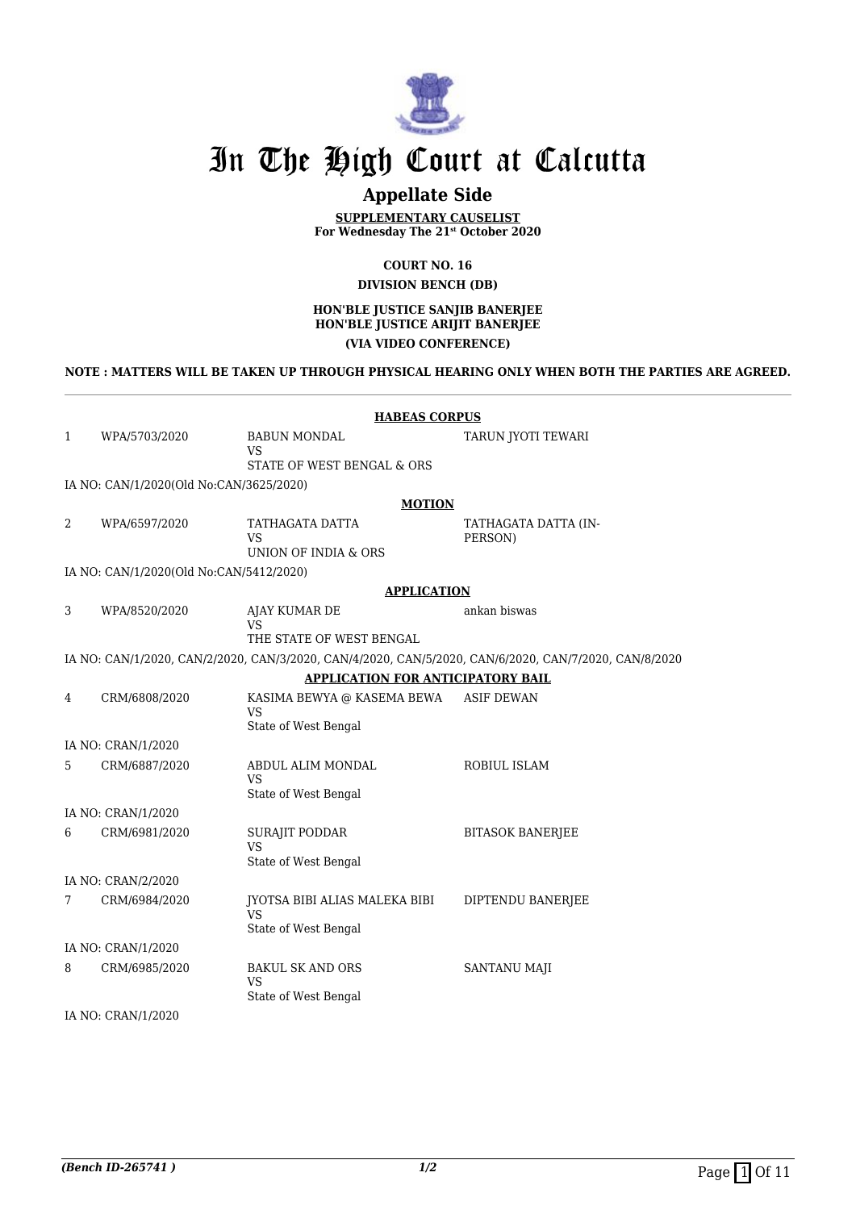# In The High Court at Calcutta

## Appellate Side

**SUPPLEMENTARY CAUSELIST**
**For Wednesday The 21st October 2020**

**COURT NO. 16**
**DIVISION BENCH (DB)**

**HON'BLE JUSTICE SANJIB BANERJEE**
**HON'BLE JUSTICE ARIJIT BANERJEE**
**(VIA VIDEO CONFERENCE)**

**NOTE : MATTERS WILL BE TAKEN UP THROUGH PHYSICAL HEARING ONLY WHEN BOTH THE PARTIES ARE AGREED.**

**HABEAS CORPUS**

| | | | |
|---|---|---|---|
| 1 | WPA/5703/2020 | BABUN MONDAL<br>VS<br>STATE OF WEST BENGAL & ORS | TARUN JYOTI TEWARI |

IA NO: CAN/1/2020(Old No:CAN/3625/2020)

**MOTION**

| | | | |
|---|---|---|---|
| 2 | WPA/6597/2020 | TATHAGATA DATTA<br>VS<br>UNION OF INDIA & ORS | TATHAGATA DATTA (IN-PERSON) |

IA NO: CAN/1/2020(Old No:CAN/5412/2020)

**APPLICATION**

| | | | |
|---|---|---|---|
| 3 | WPA/8520/2020 | AJAY KUMAR DE<br>VS<br>THE STATE OF WEST BENGAL | ankan biswas |

IA NO: CAN/1/2020, CAN/2/2020, CAN/3/2020, CAN/4/2020, CAN/5/2020, CAN/6/2020, CAN/7/2020, CAN/8/2020

**APPLICATION FOR ANTICIPATORY BAIL**

| | | | |
|---|---|---|---|
| 4 | CRM/6808/2020 | KASIMA BEWYA @ KASEMA BEWA<br>VS<br>State of West Bengal | ASIF DEWAN |

IA NO: CRAN/1/2020

| | | | |
|---|---|---|---|
| 5 | CRM/6887/2020 | ABDUL ALIM MONDAL<br>VS<br>State of West Bengal | ROBIUL ISLAM |

IA NO: CRAN/1/2020

| | | | |
|---|---|---|---|
| 6 | CRM/6981/2020 | SURAJIT PODDAR<br>VS<br>State of West Bengal | BITASOK BANERJEE |

IA NO: CRAN/2/2020

| | | | |
|---|---|---|---|
| 7 | CRM/6984/2020 | JYOTSA BIBI ALIAS MALEKA BIBI<br>VS<br>State of West Bengal | DIPTENDU BANERJEE |

IA NO: CRAN/1/2020

| | | | |
|---|---|---|---|
| 8 | CRM/6985/2020 | BAKUL SK AND ORS<br>VS<br>State of West Bengal | SANTANU MAJI |

IA NO: CRAN/1/2020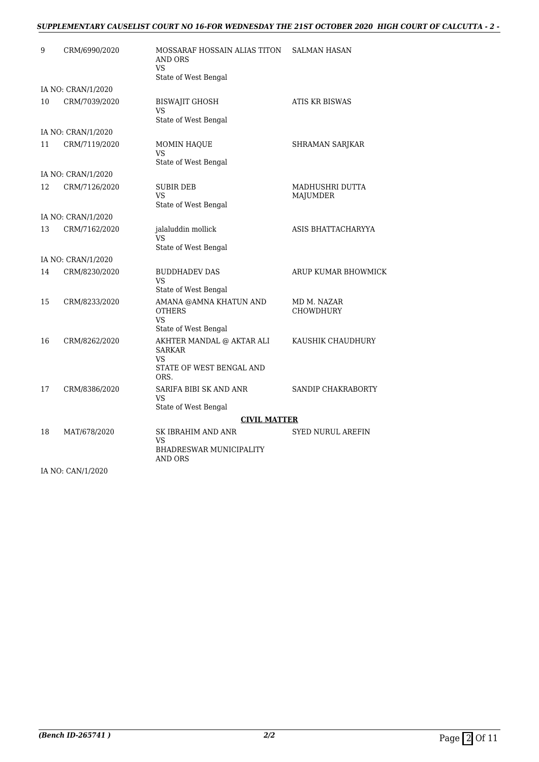| | | | |
|---|---|---|---|
| 9 | CRM/6990/2020 | MOSSARAF HOSSAIN ALIAS TITON AND ORS<br>VS<br>State of West Bengal | SALMAN HASAN |
| IA NO: CRAN/1/2020 | | | |
| 10 | CRM/7039/2020 | BISWAJIT GHOSH<br>VS<br>State of West Bengal | ATIS KR BISWAS |
| IA NO: CRAN/1/2020 | | | |
| 11 | CRM/7119/2020 | MOMIN HAQUE<br>VS<br>State of West Bengal | SHRAMAN SARJKAR |
| IA NO: CRAN/1/2020 | | | |
| 12 | CRM/7126/2020 | SUBIR DEB<br>VS<br>State of West Bengal | MADHUSHRI DUTTA MAJUMDER |
| IA NO: CRAN/1/2020 | | | |
| 13 | CRM/7162/2020 | jalaluddin mollick<br>VS<br>State of West Bengal | ASIS BHATTACHARYYA |
| IA NO: CRAN/1/2020 | | | |
| 14 | CRM/8230/2020 | BUDDHADEV DAS<br>VS<br>State of West Bengal | ARUP KUMAR BHOWMICK |
| 15 | CRM/8233/2020 | AMANA @AMNA KHATUN AND OTHERS<br>VS<br>State of West Bengal | MD M. NAZAR CHOWDHURY |
| 16 | CRM/8262/2020 | AKHTER MANDAL @ AKTAR ALI SARKAR<br>VS<br>STATE OF WEST BENGAL AND ORS. | KAUSHIK CHAUDHURY |
| 17 | CRM/8386/2020 | SARIFA BIBI SK AND ANR<br>VS<br>State of West Bengal | SANDIP CHAKRABORTY |
| | | **CIVIL MATTER** | |
| 18 | MAT/678/2020 | SK IBRAHIM AND ANR<br>VS<br>BHADRESWAR MUNICIPALITY AND ORS | SYED NURUL AREFIN |
| IA NO: CAN/1/2020 | | | |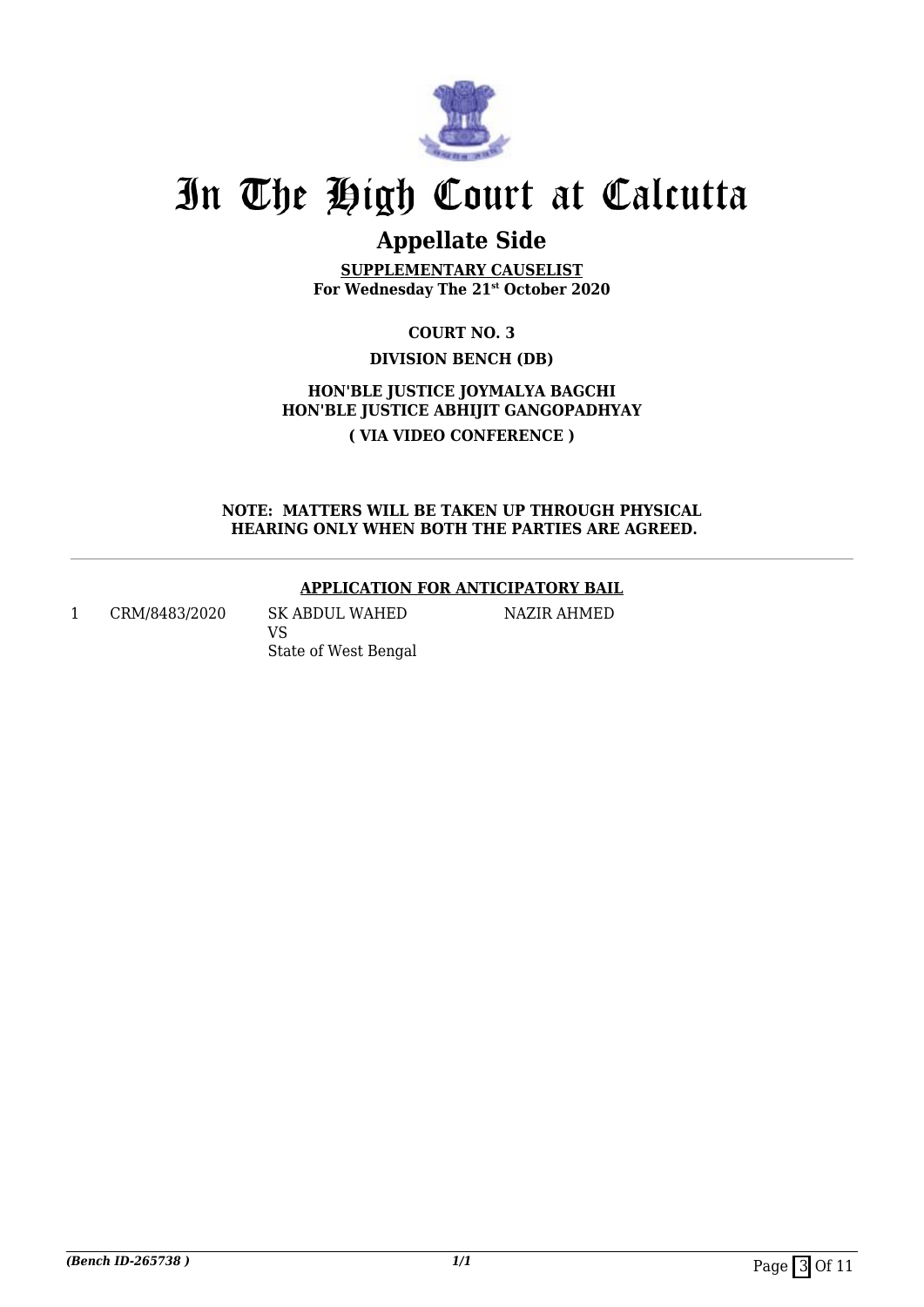# In The High Court at Calcutta

## Appellate Side

**SUPPLEMENTARY CAUSELIST**
**For Wednesday The 21st October 2020**

**COURT NO. 3**

**DIVISION BENCH (DB)**

**HON'BLE JUSTICE JOYMALYA BAGCHI**
**HON'BLE JUSTICE ABHIJIT GANGOPADHYAY**
**( VIA VIDEO CONFERENCE )**

**NOTE: MATTERS WILL BE TAKEN UP THROUGH PHYSICAL HEARING ONLY WHEN BOTH THE PARTIES ARE AGREED.**

**APPLICATION FOR ANTICIPATORY BAIL**

| | | | |
|---|---|---|---|
| 1 | CRM/8483/2020 | SK ABDUL WAHED<br>VS<br>State of West Bengal | NAZIR AHMED |

*(Bench ID-265738 )* 1/1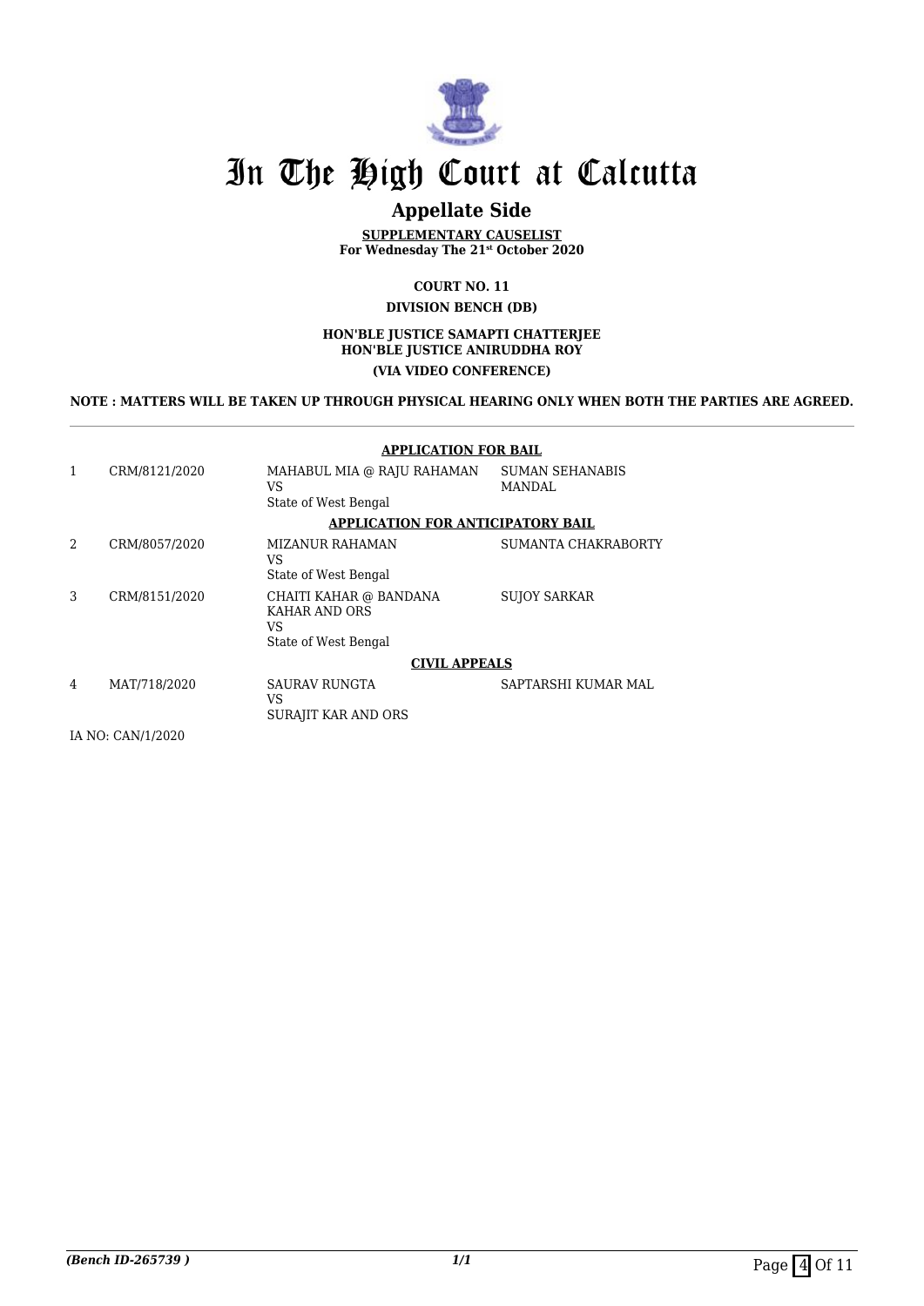# In The High Court at Calcutta

## Appellate Side

**SUPPLEMENTARY CAUSELIST**
**For Wednesday The 21st October 2020**

**COURT NO. 11**
**DIVISION BENCH (DB)**

**HON'BLE JUSTICE SAMAPTI CHATTERJEE**
**HON'BLE JUSTICE ANIRUDDHA ROY**
**(VIA VIDEO CONFERENCE)**

**NOTE : MATTERS WILL BE TAKEN UP THROUGH PHYSICAL HEARING ONLY WHEN BOTH THE PARTIES ARE AGREED.**

**APPLICATION FOR BAIL**

| | | | |
|---|---|---|---|
| 1 | CRM/8121/2020 | MAHABUL MIA @ RAJU RAHAMAN<br>VS<br>State of West Bengal | SUMAN SEHANABIS MANDAL |

**APPLICATION FOR ANTICIPATORY BAIL**

| | | | |
|---|---|---|---|
| 2 | CRM/8057/2020 | MIZANUR RAHAMAN<br>VS<br>State of West Bengal | SUMANTA CHAKRABORTY |
| 3 | CRM/8151/2020 | CHAITI KAHAR @ BANDANA KAHAR AND ORS<br>VS<br>State of West Bengal | SUJOY SARKAR |

**CIVIL APPEALS**

| | | | |
|---|---|---|---|
| 4 | MAT/718/2020 | SAURAV RUNGTA<br>VS<br>SURAJIT KAR AND ORS | SAPTARSHI KUMAR MAL |

IA NO: CAN/1/2020

*(Bench ID-265739 )*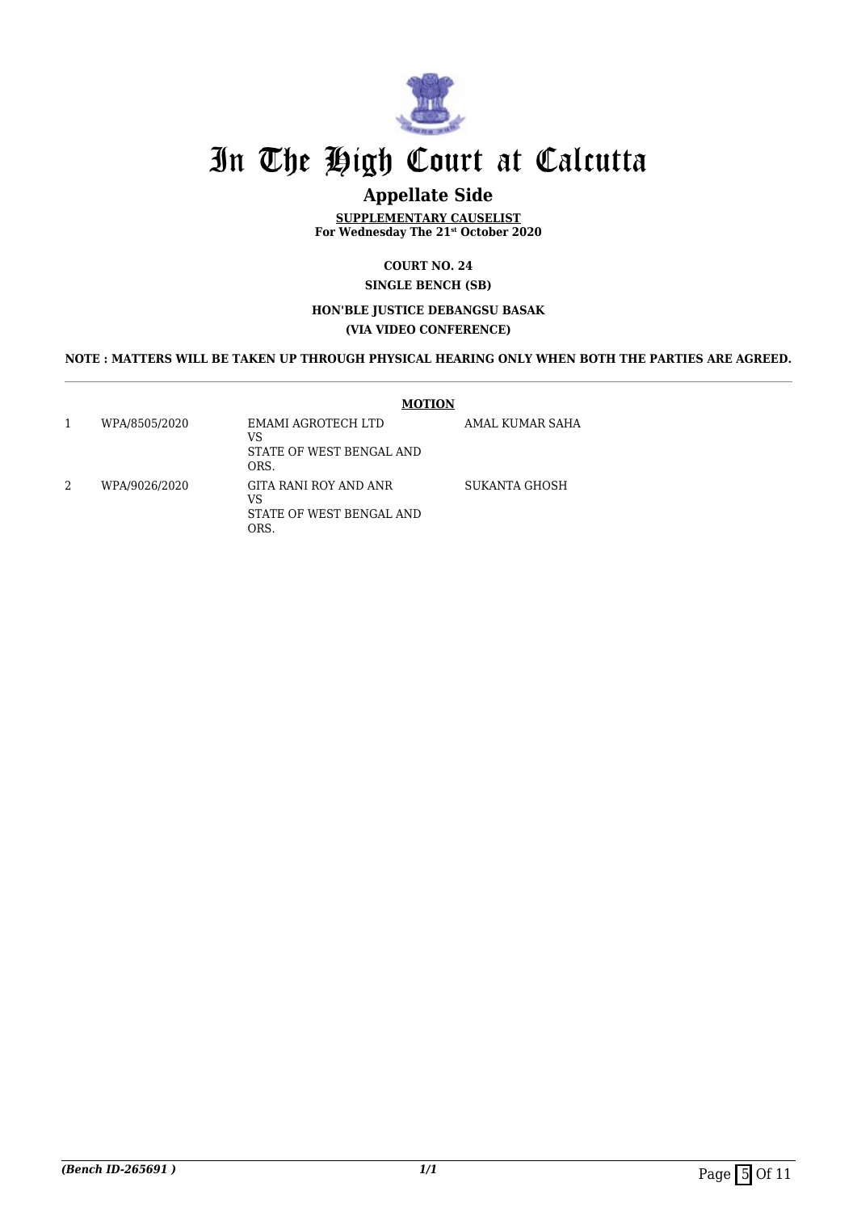# In The High Court at Calcutta

## Appellate Side

**SUPPLEMENTARY CAUSELIST**
**For Wednesday The 21st October 2020**

**COURT NO. 24**
**SINGLE BENCH (SB)**

**HON'BLE JUSTICE DEBANGSU BASAK**
**(VIA VIDEO CONFERENCE)**

**NOTE : MATTERS WILL BE TAKEN UP THROUGH PHYSICAL HEARING ONLY WHEN BOTH THE PARTIES ARE AGREED.**

---

**MOTION**

| | | | |
|---|---|---|---|
| 1 | WPA/8505/2020 | EMAMI AGROTECH LTD<br>VS<br>STATE OF WEST BENGAL AND ORS. | AMAL KUMAR SAHA |
| 2 | WPA/9026/2020 | GITA RANI ROY AND ANR<br>VS<br>STATE OF WEST BENGAL AND ORS. | SUKANTA GHOSH |

*(Bench ID-265691 )*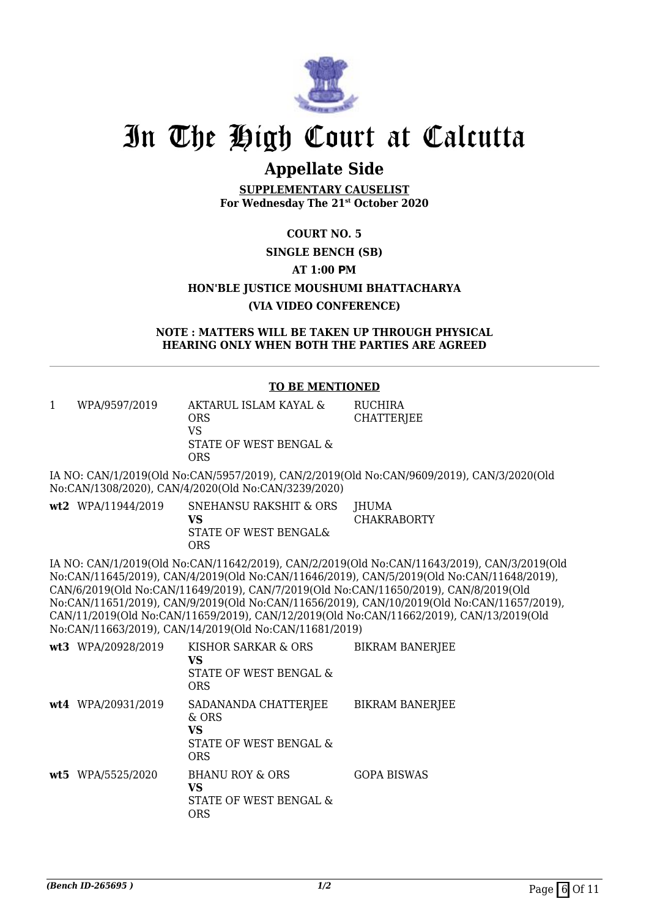# In The High Court at Calcutta

## Appellate Side

**SUPPLEMENTARY CAUSELIST**
**For Wednesday The 21st October 2020**

**COURT NO. 5**

**SINGLE BENCH (SB)**

**AT 1:00 PM**

**HON'BLE JUSTICE MOUSHUMI BHATTACHARYA**

**(VIA VIDEO CONFERENCE)**

**NOTE : MATTERS WILL BE TAKEN UP THROUGH PHYSICAL HEARING ONLY WHEN BOTH THE PARTIES ARE AGREED**

---

**TO BE MENTIONED**

| | | | |
|---|---|---|---|
| 1 | WPA/9597/2019 | AKTARUL ISLAM KAYAL & ORS<br>VS<br>STATE OF WEST BENGAL & ORS | RUCHIRA CHATTERJEE |

IA NO: CAN/1/2019(Old No:CAN/5957/2019), CAN/2/2019(Old No:CAN/9609/2019), CAN/3/2020(Old No:CAN/1308/2020), CAN/4/2020(Old No:CAN/3239/2020)

| | | | |
|---|---|---|---|
| **wt2** | WPA/11944/2019 | SNEHANSU RAKSHIT & ORS<br>**VS**<br>STATE OF WEST BENGAL& ORS | JHUMA CHAKRABORTY |

IA NO: CAN/1/2019(Old No:CAN/11642/2019), CAN/2/2019(Old No:CAN/11643/2019), CAN/3/2019(Old No:CAN/11645/2019), CAN/4/2019(Old No:CAN/11646/2019), CAN/5/2019(Old No:CAN/11648/2019), CAN/6/2019(Old No:CAN/11649/2019), CAN/7/2019(Old No:CAN/11650/2019), CAN/8/2019(Old No:CAN/11651/2019), CAN/9/2019(Old No:CAN/11656/2019), CAN/10/2019(Old No:CAN/11657/2019), CAN/11/2019(Old No:CAN/11659/2019), CAN/12/2019(Old No:CAN/11662/2019), CAN/13/2019(Old No:CAN/11663/2019), CAN/14/2019(Old No:CAN/11681/2019)

| | | | |
|---|---|---|---|
| **wt3** | WPA/20928/2019 | KISHOR SARKAR & ORS<br>**VS**<br>STATE OF WEST BENGAL & ORS | BIKRAM BANERJEE |
| **wt4** | WPA/20931/2019 | SADANANDA CHATTERJEE & ORS<br>**VS**<br>STATE OF WEST BENGAL & ORS | BIKRAM BANERJEE |
| **wt5** | WPA/5525/2020 | BHANU ROY & ORS<br>**VS**<br>STATE OF WEST BENGAL & ORS | GOPA BISWAS |

*(Bench ID-265695 )* 1/2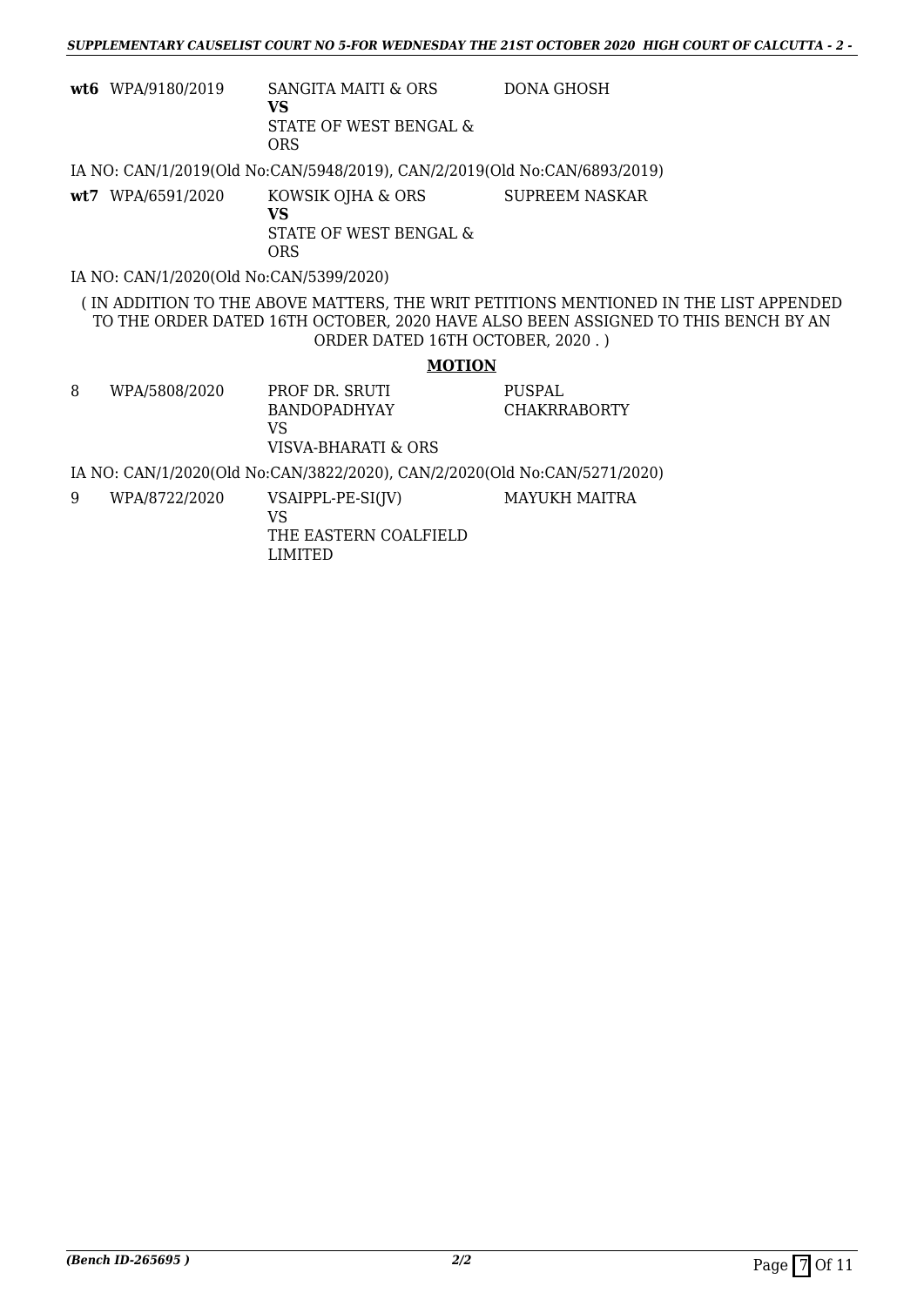| | | | |
|---|---|---|---|
| **wt6** | WPA/9180/2019 | SANGITA MAITI & ORS<br>**VS**<br>STATE OF WEST BENGAL & ORS | DONA GHOSH |

IA NO: CAN/1/2019(Old No:CAN/5948/2019), CAN/2/2019(Old No:CAN/6893/2019)

| | | | |
|---|---|---|---|
| **wt7** | WPA/6591/2020 | KOWSIK OJHA & ORS<br>**VS**<br>STATE OF WEST BENGAL & ORS | SUPREEM NASKAR |

IA NO: CAN/1/2020(Old No:CAN/5399/2020)

( IN ADDITION TO THE ABOVE MATTERS, THE WRIT PETITIONS MENTIONED IN THE LIST APPENDED TO THE ORDER DATED 16TH OCTOBER, 2020 HAVE ALSO BEEN ASSIGNED TO THIS BENCH BY AN ORDER DATED 16TH OCTOBER, 2020 . )

## MOTION

| | | | |
|---|---|---|---|
| 8 | WPA/5808/2020 | PROF DR. SRUTI BANDOPADHYAY<br>VS<br>VISVA-BHARATI & ORS | PUSPAL CHAKRRABORTY |

IA NO: CAN/1/2020(Old No:CAN/3822/2020), CAN/2/2020(Old No:CAN/5271/2020)

| | | | |
|---|---|---|---|
| 9 | WPA/8722/2020 | VSAIPPL-PE-SI(JV)<br>VS<br>THE EASTERN COALFIELD LIMITED | MAYUKH MAITRA |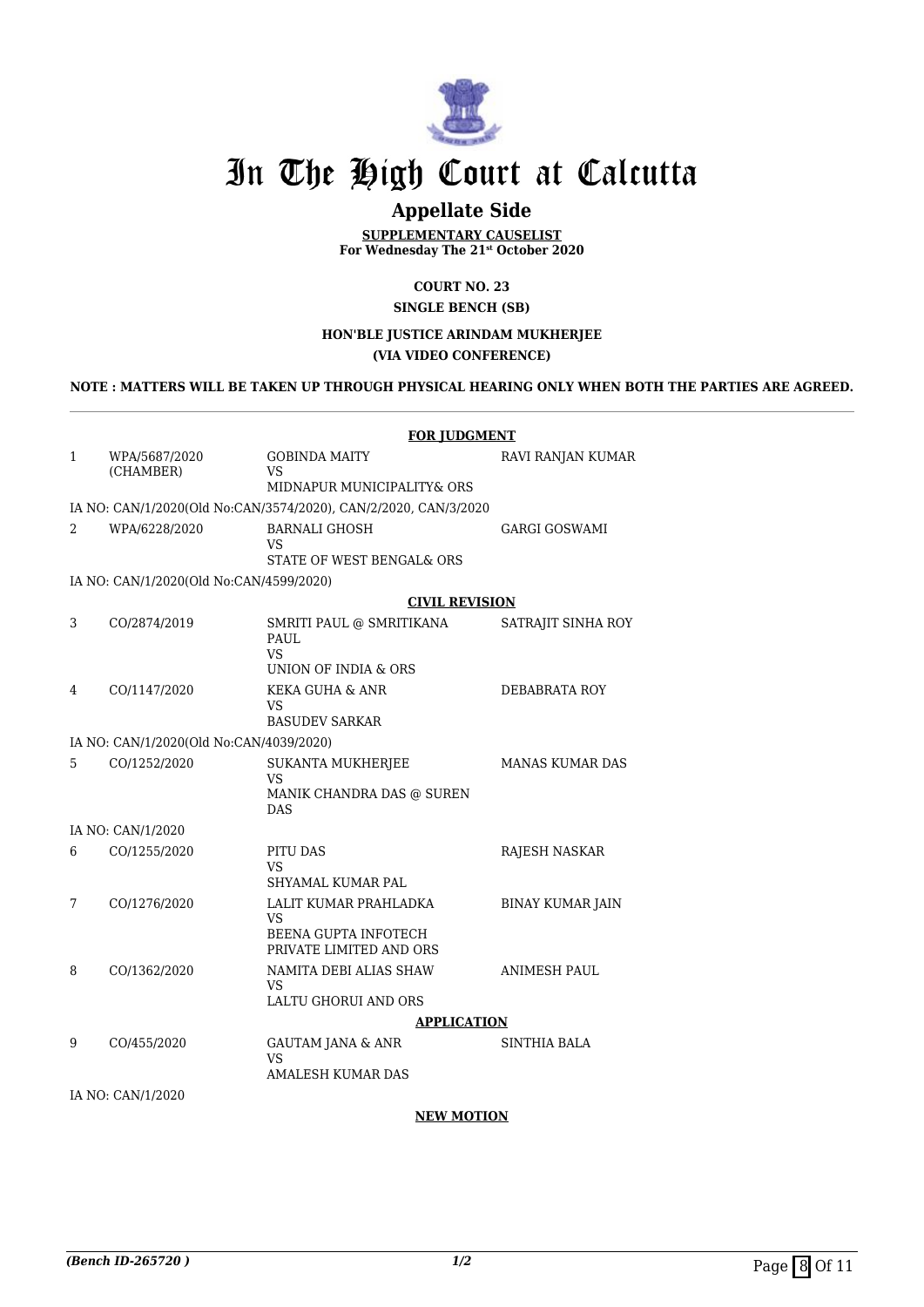# In The High Court at Calcutta

## Appellate Side

**SUPPLEMENTARY CAUSELIST**
**For Wednesday The 21st October 2020**

**COURT NO. 23**

**SINGLE BENCH (SB)**

**HON'BLE JUSTICE ARINDAM MUKHERJEE**

**(VIA VIDEO CONFERENCE)**

**NOTE : MATTERS WILL BE TAKEN UP THROUGH PHYSICAL HEARING ONLY WHEN BOTH THE PARTIES ARE AGREED.**

---

**FOR JUDGMENT**

| | | | |
|---|---|---|---|
| 1 | WPA/5687/2020 (CHAMBER) | GOBINDA MAITY<br>VS<br>MIDNAPUR MUNICIPALITY& ORS | RAVI RANJAN KUMAR |
| | IA NO: CAN/1/2020(Old No:CAN/3574/2020), CAN/2/2020, CAN/3/2020 | | |
| 2 | WPA/6228/2020 | BARNALI GHOSH<br>VS<br>STATE OF WEST BENGAL& ORS | GARGI GOSWAMI |
| | IA NO: CAN/1/2020(Old No:CAN/4599/2020) | | |

**CIVIL REVISION**

| | | | |
|---|---|---|---|
| 3 | CO/2874/2019 | SMRITI PAUL @ SMRITIKANA PAUL<br>VS<br>UNION OF INDIA & ORS | SATRAJIT SINHA ROY |
| 4 | CO/1147/2020 | KEKA GUHA & ANR<br>VS<br>BASUDEV SARKAR | DEBABRATA ROY |
| | IA NO: CAN/1/2020(Old No:CAN/4039/2020) | | |
| 5 | CO/1252/2020 | SUKANTA MUKHERJEE<br>VS<br>MANIK CHANDRA DAS @ SUREN DAS | MANAS KUMAR DAS |
| | IA NO: CAN/1/2020 | | |
| 6 | CO/1255/2020 | PITU DAS<br>VS<br>SHYAMAL KUMAR PAL | RAJESH NASKAR |
| 7 | CO/1276/2020 | LALIT KUMAR PRAHLADKA<br>VS<br>BEENA GUPTA INFOTECH PRIVATE LIMITED AND ORS | BINAY KUMAR JAIN |
| 8 | CO/1362/2020 | NAMITA DEBI ALIAS SHAW<br>VS<br>LALTU GHORUI AND ORS | ANIMESH PAUL |

**APPLICATION**

| | | | |
|---|---|---|---|
| 9 | CO/455/2020 | GAUTAM JANA & ANR<br>VS<br>AMALESH KUMAR DAS | SINTHIA BALA |
| | IA NO: CAN/1/2020 | | |

**NEW MOTION**

*(Bench ID-265720 )* 1/2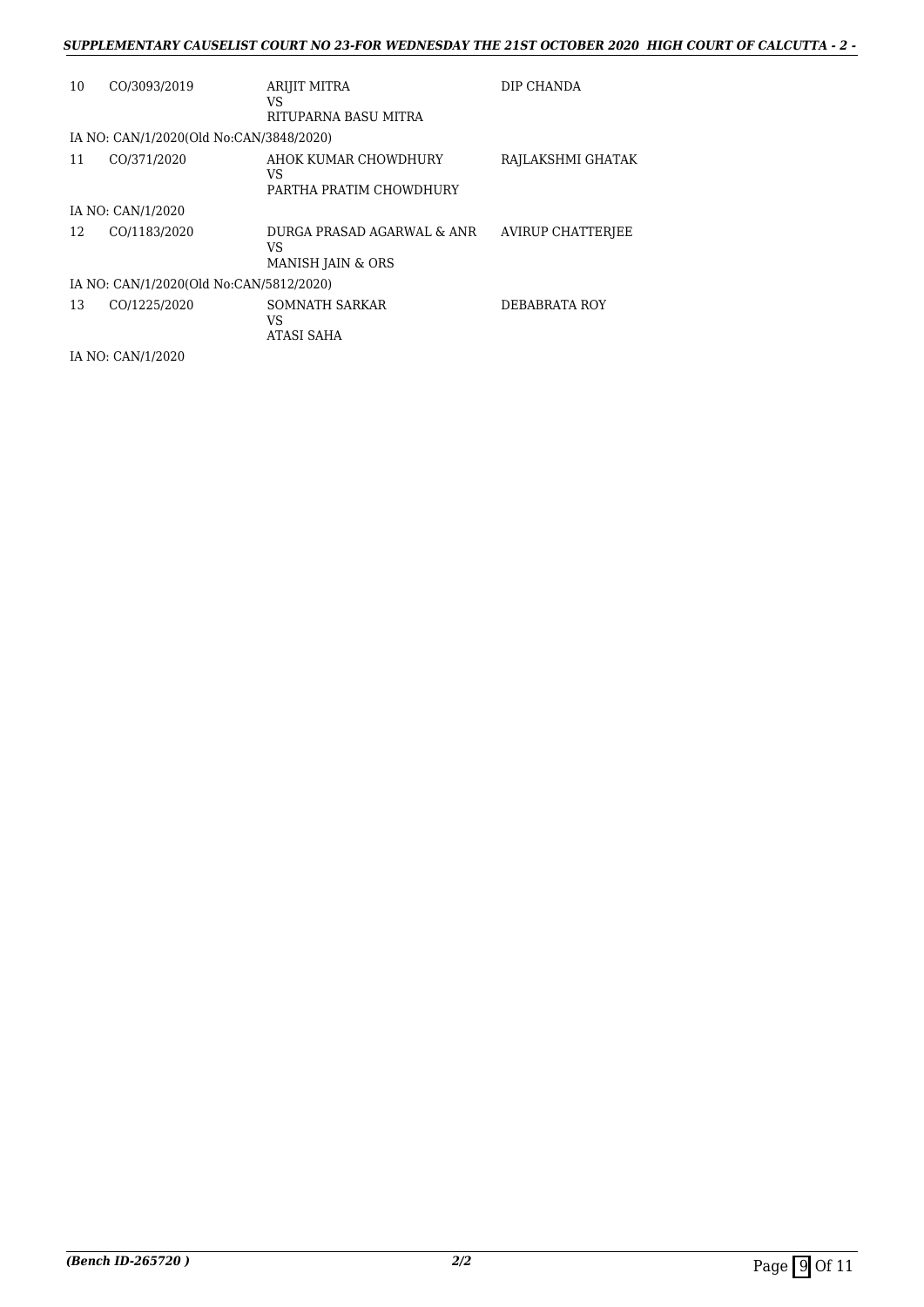| 10 | CO/3093/2019 | ARIJIT MITRA<br>VS<br>RITUPARNA BASU MITRA | DIP CHANDA |
|---|---|---|---|
| IA NO: CAN/1/2020(Old No:CAN/3848/2020) | | | |
| 11 | CO/371/2020 | AHOK KUMAR CHOWDHURY<br>VS<br>PARTHA PRATIM CHOWDHURY | RAJLAKSHMI GHATAK |
| IA NO: CAN/1/2020 | | | |
| 12 | CO/1183/2020 | DURGA PRASAD AGARWAL & ANR<br>VS<br>MANISH JAIN & ORS | AVIRUP CHATTERJEE |
| IA NO: CAN/1/2020(Old No:CAN/5812/2020) | | | |
| 13 | CO/1225/2020 | SOMNATH SARKAR<br>VS<br>ATASI SAHA | DEBABRATA ROY |
| IA NO: CAN/1/2020 | | | |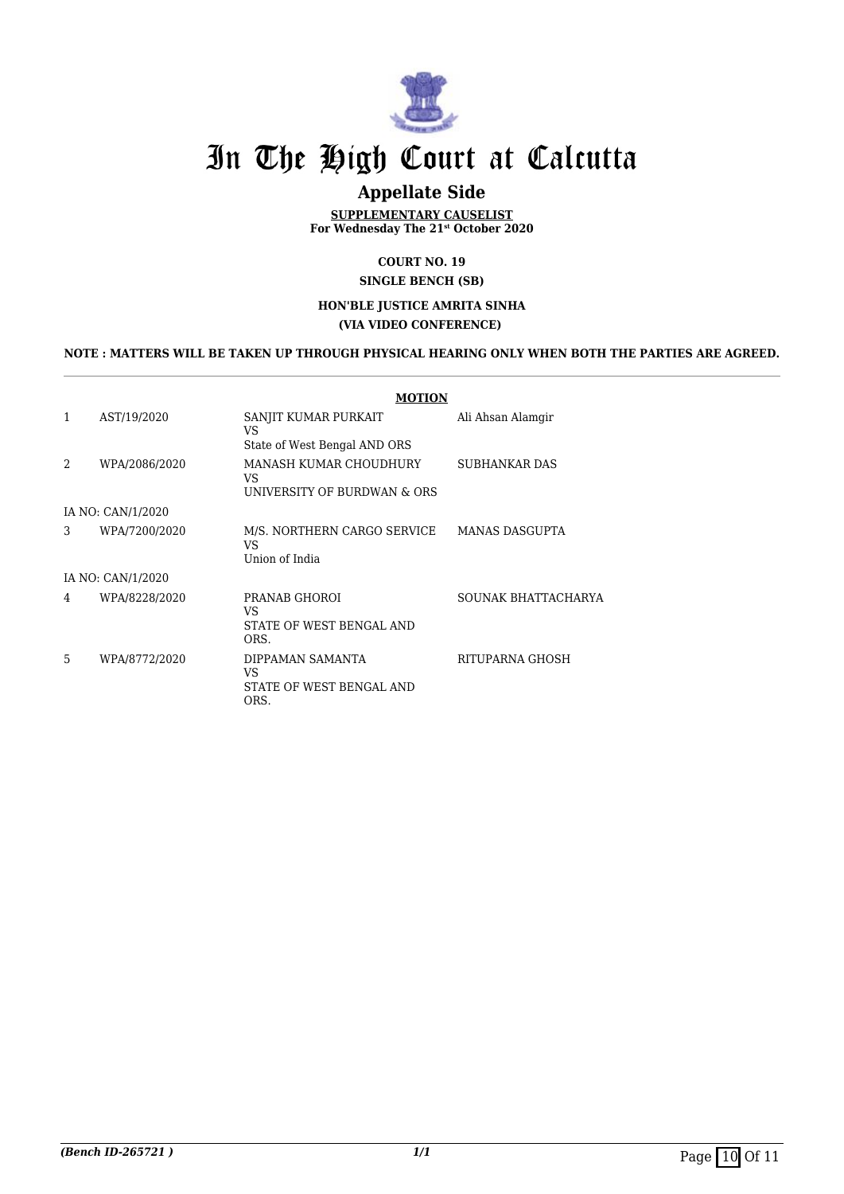# In The High Court at Calcutta

## Appellate Side

**SUPPLEMENTARY CAUSELIST**
**For Wednesday The 21st October 2020**

**COURT NO. 19**
**SINGLE BENCH (SB)**

**HON'BLE JUSTICE AMRITA SINHA**
**(VIA VIDEO CONFERENCE)**

**NOTE : MATTERS WILL BE TAKEN UP THROUGH PHYSICAL HEARING ONLY WHEN BOTH THE PARTIES ARE AGREED.**

**MOTION**

| | | | |
|---|---|---|---|
| 1 | AST/19/2020 | SANJIT KUMAR PURKAIT VS State of West Bengal AND ORS | Ali Ahsan Alamgir |
| 2 | WPA/2086/2020 | MANASH KUMAR CHOUDHURY VS UNIVERSITY OF BURDWAN & ORS | SUBHANKAR DAS |
| IA NO: CAN/1/2020 | | | |
| 3 | WPA/7200/2020 | M/S. NORTHERN CARGO SERVICE VS Union of India | MANAS DASGUPTA |
| IA NO: CAN/1/2020 | | | |
| 4 | WPA/8228/2020 | PRANAB GHOROI VS STATE OF WEST BENGAL AND ORS. | SOUNAK BHATTACHARYA |
| 5 | WPA/8772/2020 | DIPPAMAN SAMANTA VS STATE OF WEST BENGAL AND ORS. | RITUPARNA GHOSH |

*(Bench ID-265721 )*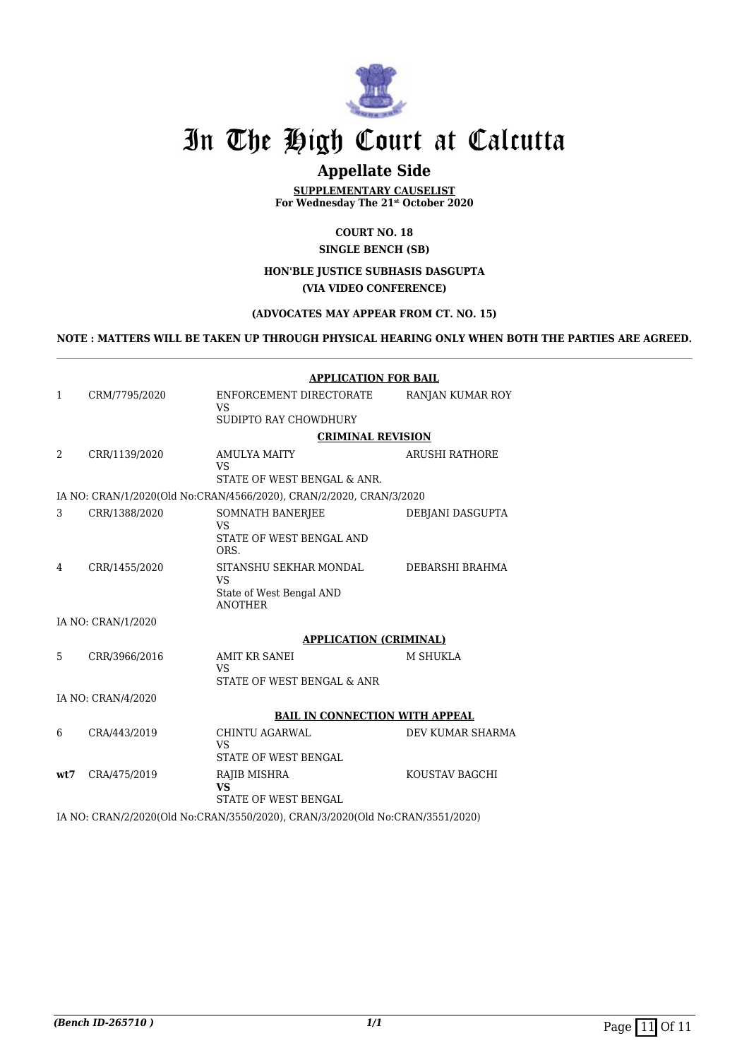# In The High Court at Calcutta

## Appellate Side

**SUPPLEMENTARY CAUSELIST**
**For Wednesday The 21st October 2020**

**COURT NO. 18**
**SINGLE BENCH (SB)**

**HON'BLE JUSTICE SUBHASIS DASGUPTA**
**(VIA VIDEO CONFERENCE)**

**(ADVOCATES MAY APPEAR FROM CT. NO. 15)**

**NOTE : MATTERS WILL BE TAKEN UP THROUGH PHYSICAL HEARING ONLY WHEN BOTH THE PARTIES ARE AGREED.**

**APPLICATION FOR BAIL**

| | | | |
|---|---|---|---|
| 1 | CRM/7795/2020 | ENFORCEMENT DIRECTORATE VS SUDIPTO RAY CHOWDHURY | RANJAN KUMAR ROY |

**CRIMINAL REVISION**

| | | | |
|---|---|---|---|
| 2 | CRR/1139/2020 | AMULYA MAITY VS STATE OF WEST BENGAL & ANR. | ARUSHI RATHORE |

IA NO: CRAN/1/2020(Old No:CRAN/4566/2020), CRAN/2/2020, CRAN/3/2020

| | | | |
|---|---|---|---|
| 3 | CRR/1388/2020 | SOMNATH BANERJEE VS STATE OF WEST BENGAL AND ORS. | DEBJANI DASGUPTA |
| 4 | CRR/1455/2020 | SITANSHU SEKHAR MONDAL VS State of West Bengal AND ANOTHER | DEBARSHI BRAHMA |

IA NO: CRAN/1/2020

**APPLICATION (CRIMINAL)**

| | | | |
|---|---|---|---|
| 5 | CRR/3966/2016 | AMIT KR SANEI VS STATE OF WEST BENGAL & ANR | M SHUKLA |

IA NO: CRAN/4/2020

**BAIL IN CONNECTION WITH APPEAL**

| | | | |
|---|---|---|---|
| 6 | CRA/443/2019 | CHINTU AGARWAL VS STATE OF WEST BENGAL | DEV KUMAR SHARMA |
| **wt7** | CRA/475/2019 | RAJIB MISHRA **VS** STATE OF WEST BENGAL | KOUSTAV BAGCHI |

IA NO: CRAN/2/2020(Old No:CRAN/3550/2020), CRAN/3/2020(Old No:CRAN/3551/2020)

*(Bench ID-265710 )*